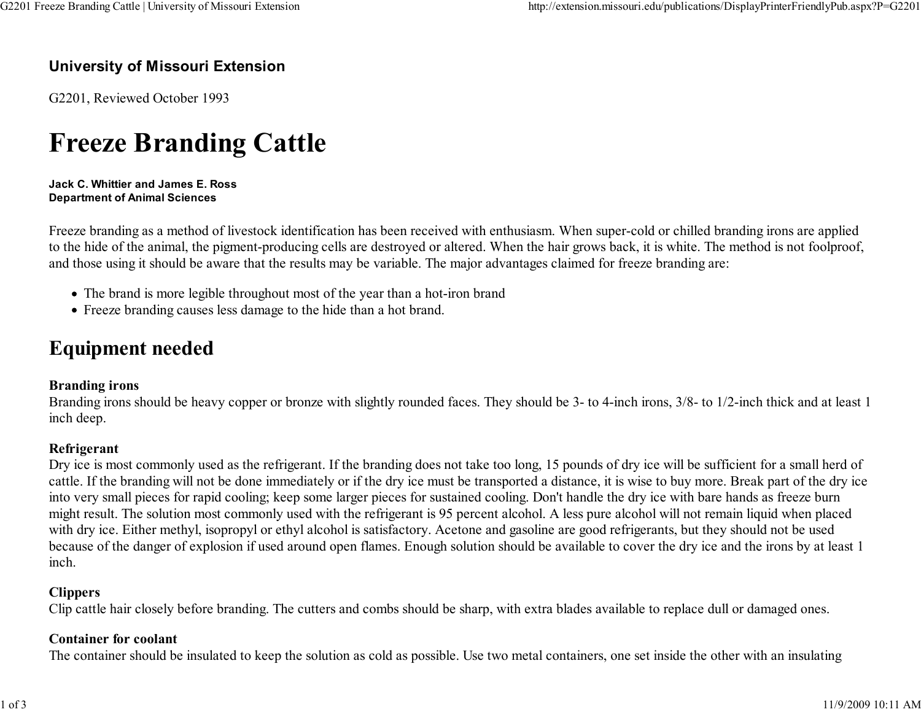**University of Missouri Extension**

G2201, Reviewed October 1993

# Freeze Branding Cattle

**Jack C. Whittier and James E. Ross**
**Department of Animal Sciences**

Freeze branding as a method of livestock identification has been received with enthusiasm. When super-cold or chilled branding irons are applied to the hide of the animal, the pigment-producing cells are destroyed or altered. When the hair grows back, it is white. The method is not foolproof, and those using it should be aware that the results may be variable. The major advantages claimed for freeze branding are:

- The brand is more legible throughout most of the year than a hot-iron brand
- Freeze branding causes less damage to the hide than a hot brand.

## Equipment needed

**Branding irons**
Branding irons should be heavy copper or bronze with slightly rounded faces. They should be 3- to 4-inch irons, 3/8- to 1/2-inch thick and at least 1 inch deep.

**Refrigerant**
Dry ice is most commonly used as the refrigerant. If the branding does not take too long, 15 pounds of dry ice will be sufficient for a small herd of cattle. If the branding will not be done immediately or if the dry ice must be transported a distance, it is wise to buy more. Break part of the dry ice into very small pieces for rapid cooling; keep some larger pieces for sustained cooling. Don't handle the dry ice with bare hands as freeze burn might result. The solution most commonly used with the refrigerant is 95 percent alcohol. A less pure alcohol will not remain liquid when placed with dry ice. Either methyl, isopropyl or ethyl alcohol is satisfactory. Acetone and gasoline are good refrigerants, but they should not be used because of the danger of explosion if used around open flames. Enough solution should be available to cover the dry ice and the irons by at least 1 inch.

**Clippers**
Clip cattle hair closely before branding. The cutters and combs should be sharp, with extra blades available to replace dull or damaged ones.

**Container for coolant**
The container should be insulated to keep the solution as cold as possible. Use two metal containers, one set inside the other with an insulating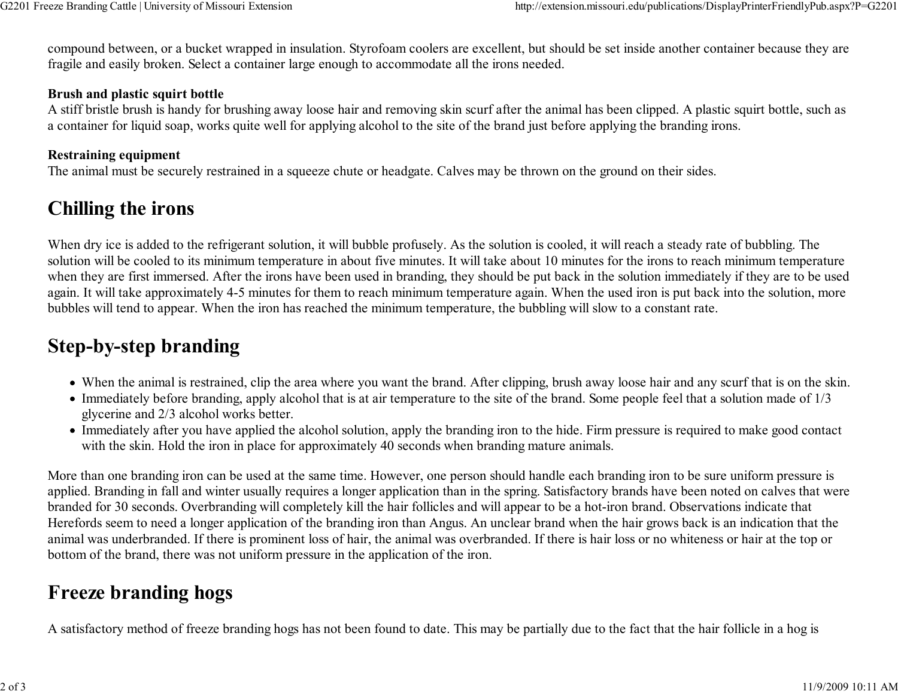compound between, or a bucket wrapped in insulation. Styrofoam coolers are excellent, but should be set inside another container because they are fragile and easily broken. Select a container large enough to accommodate all the irons needed.

**Brush and plastic squirt bottle**
A stiff bristle brush is handy for brushing away loose hair and removing skin scurf after the animal has been clipped. A plastic squirt bottle, such as a container for liquid soap, works quite well for applying alcohol to the site of the brand just before applying the branding irons.

**Restraining equipment**
The animal must be securely restrained in a squeeze chute or headgate. Calves may be thrown on the ground on their sides.

## Chilling the irons

When dry ice is added to the refrigerant solution, it will bubble profusely. As the solution is cooled, it will reach a steady rate of bubbling. The solution will be cooled to its minimum temperature in about five minutes. It will take about 10 minutes for the irons to reach minimum temperature when they are first immersed. After the irons have been used in branding, they should be put back in the solution immediately if they are to be used again. It will take approximately 4-5 minutes for them to reach minimum temperature again. When the used iron is put back into the solution, more bubbles will tend to appear. When the iron has reached the minimum temperature, the bubbling will slow to a constant rate.

## Step-by-step branding

- When the animal is restrained, clip the area where you want the brand. After clipping, brush away loose hair and any scurf that is on the skin.
- Immediately before branding, apply alcohol that is at air temperature to the site of the brand. Some people feel that a solution made of 1/3 glycerine and 2/3 alcohol works better.
- Immediately after you have applied the alcohol solution, apply the branding iron to the hide. Firm pressure is required to make good contact with the skin. Hold the iron in place for approximately 40 seconds when branding mature animals.

More than one branding iron can be used at the same time. However, one person should handle each branding iron to be sure uniform pressure is applied. Branding in fall and winter usually requires a longer application than in the spring. Satisfactory brands have been noted on calves that were branded for 30 seconds. Overbranding will completely kill the hair follicles and will appear to be a hot-iron brand. Observations indicate that Herefords seem to need a longer application of the branding iron than Angus. An unclear brand when the hair grows back is an indication that the animal was underbranded. If there is prominent loss of hair, the animal was overbranded. If there is hair loss or no whiteness or hair at the top or bottom of the brand, there was not uniform pressure in the application of the iron.

## Freeze branding hogs

A satisfactory method of freeze branding hogs has not been found to date. This may be partially due to the fact that the hair follicle in a hog is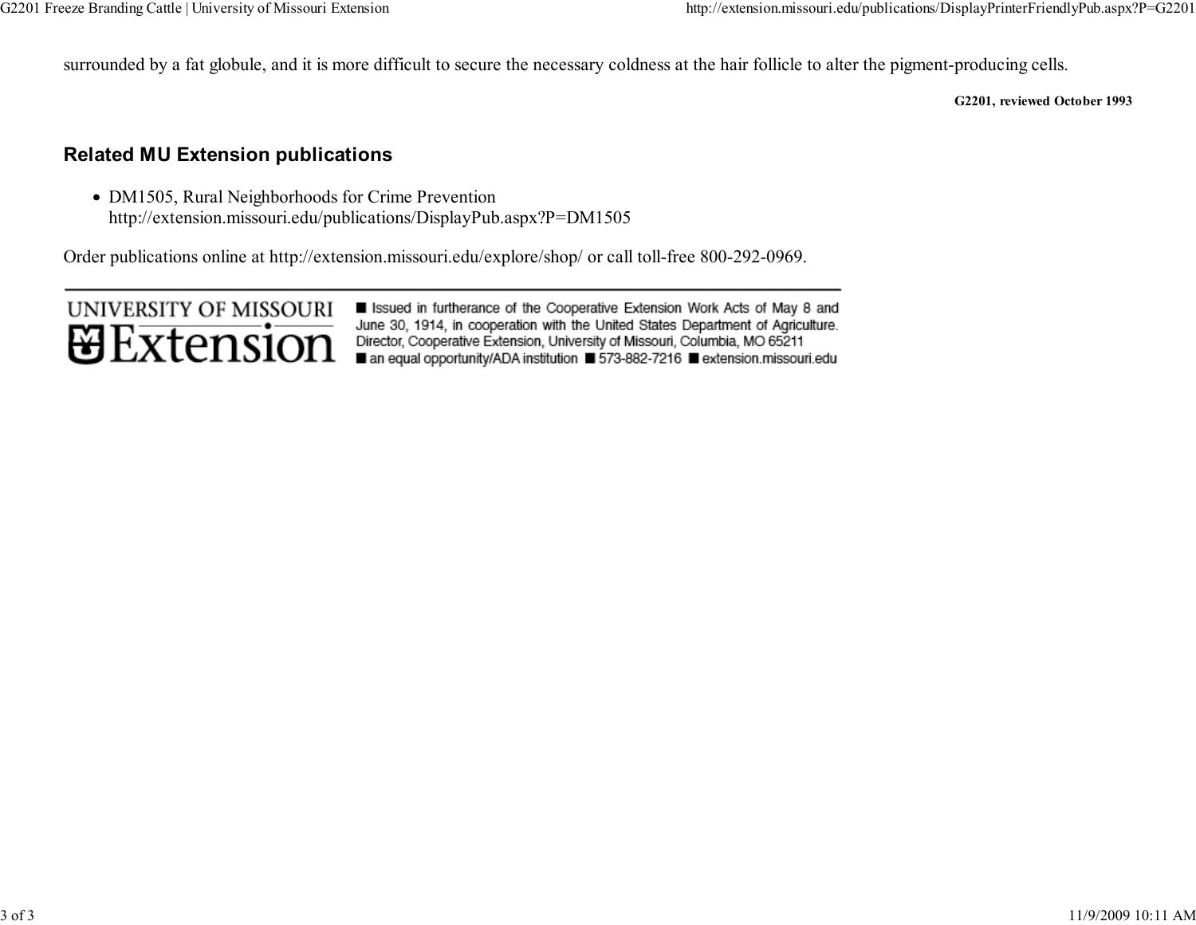surrounded by a fat globule, and it is more difficult to secure the necessary coldness at the hair follicle to alter the pigment-producing cells.

**G2201, reviewed October 1993**

## Related MU Extension publications

- DM1505, Rural Neighborhoods for Crime Prevention
  http://extension.missouri.edu/publications/DisplayPub.aspx?P=DM1505

Order publications online at http://extension.missouri.edu/explore/shop/ or call toll-free 800-292-0969.

UNIVERSITY OF MISSOURI Extension

■ Issued in furtherance of the Cooperative Extension Work Acts of May 8 and June 30, 1914, in cooperation with the United States Department of Agriculture. Director, Cooperative Extension, University of Missouri, Columbia, MO 65211 ■ an equal opportunity/ADA institution ■ 573-882-7216 ■ extension.missouri.edu